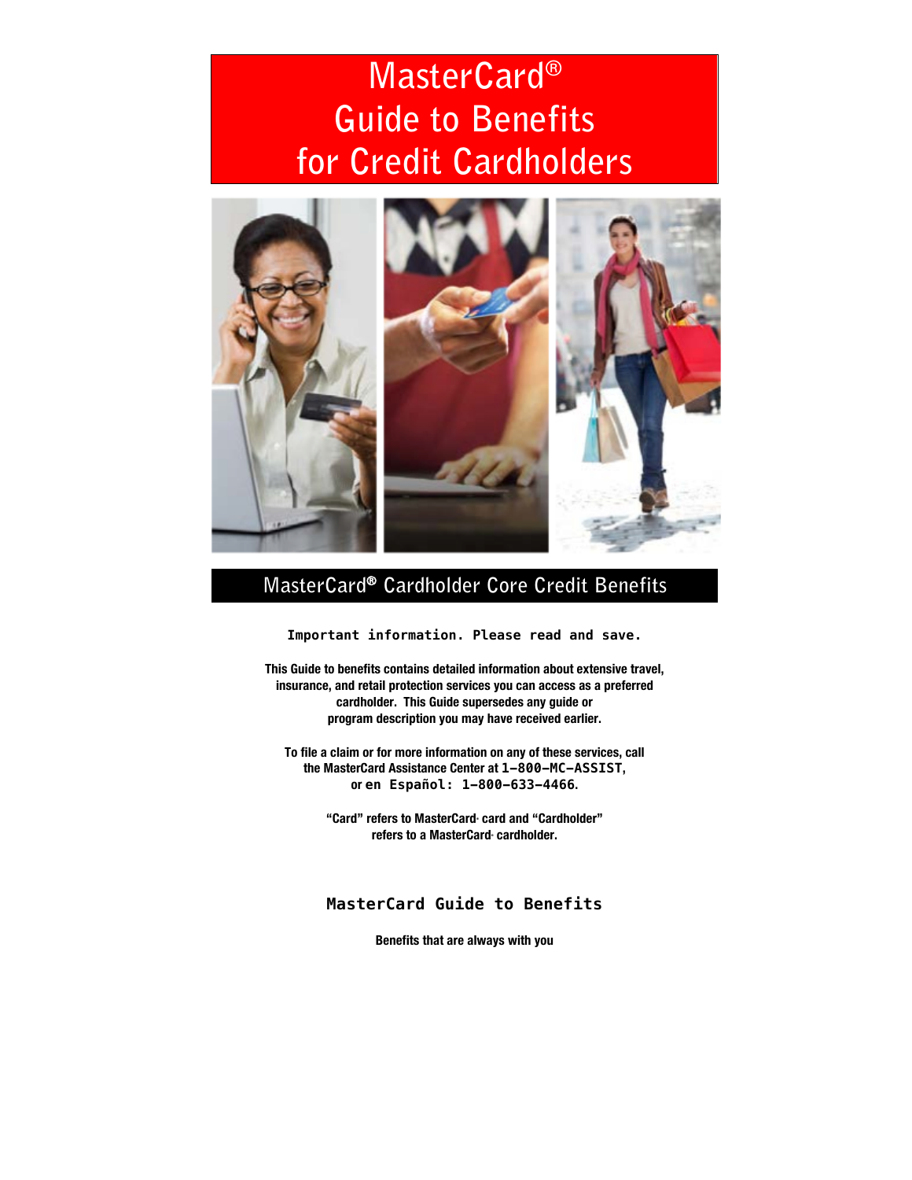# MasterCard®
# Guide to Benefits
# for Credit Cardholders

## MasterCard® Cardholder Core Credit Benefits

**Important information. Please read and save.**

**This Guide to benefits contains detailed information about extensive travel, insurance, and retail protection services you can access as a preferred cardholder. This Guide supersedes any guide or program description you may have received earlier.**

**To file a claim or for more information on any of these services, call the MasterCard Assistance Center at 1-800-MC-ASSIST, or en Español: 1-800-633-4466.**

**"Card" refers to MasterCard® card and "Cardholder" refers to a MasterCard® cardholder.**

### MasterCard Guide to Benefits

**Benefits that are always with you**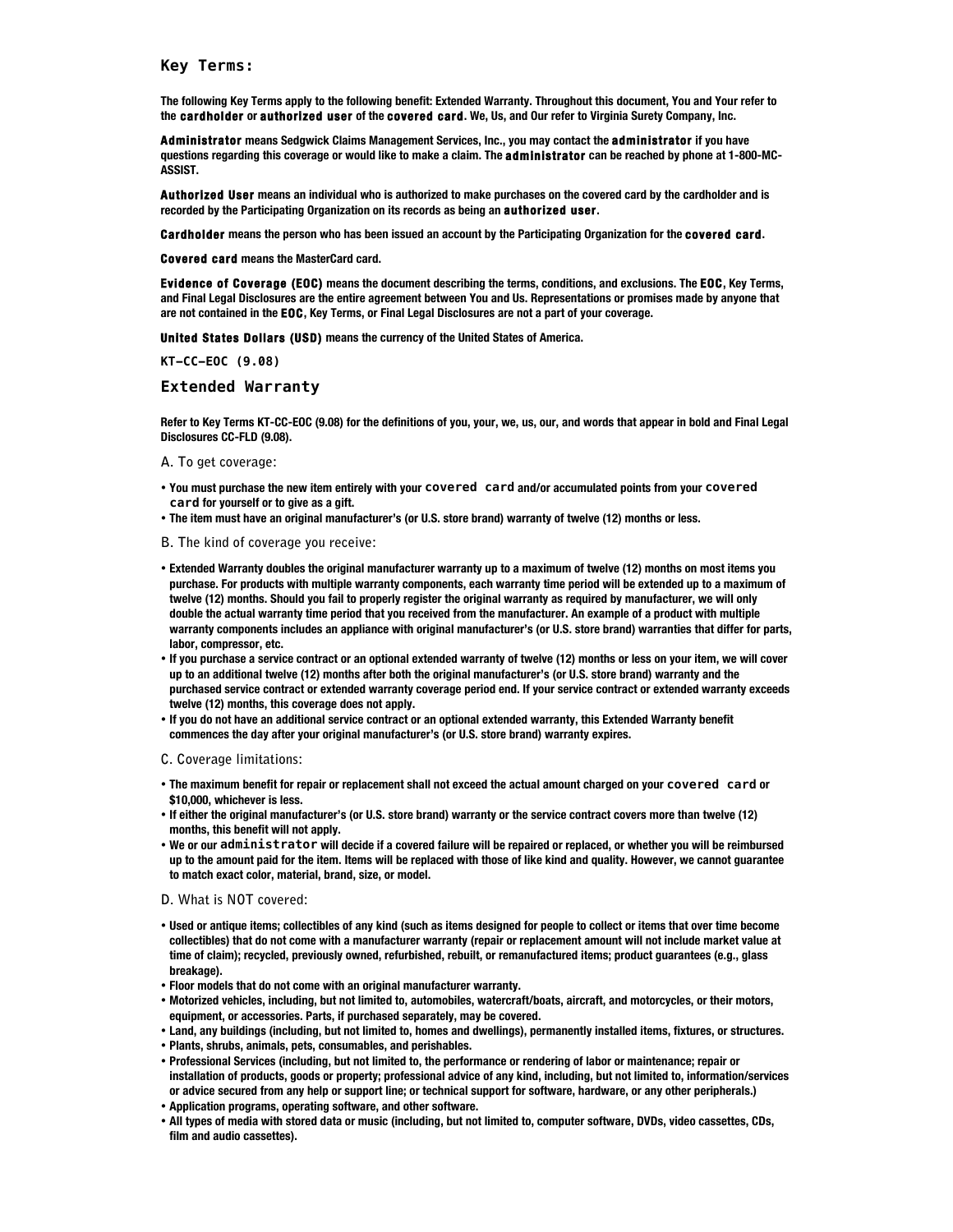## Key Terms:

The following Key Terms apply to the following benefit: Extended Warranty. Throughout this document, You and Your refer to the **cardholder** or **authorized user** of the **covered card**. We, Us, and Our refer to Virginia Surety Company, Inc.

**Administrator** means Sedgwick Claims Management Services, Inc., you may contact the **administrator** if you have questions regarding this coverage or would like to make a claim. The **administrator** can be reached by phone at 1-800-MC-ASSIST.

**Authorized User** means an individual who is authorized to make purchases on the covered card by the cardholder and is recorded by the Participating Organization on its records as being an **authorized user**.

**Cardholder** means the person who has been issued an account by the Participating Organization for the **covered card**.

**Covered card** means the MasterCard card.

**Evidence of Coverage (EOC)** means the document describing the terms, conditions, and exclusions. The **EOC**, Key Terms, and Final Legal Disclosures are the entire agreement between You and Us. Representations or promises made by anyone that are not contained in the **EOC**, Key Terms, or Final Legal Disclosures are not a part of your coverage.

**United States Dollars (USD)** means the currency of the United States of America.

KT-CC-EOC (9.08)

## Extended Warranty

Refer to Key Terms KT-CC-EOC (9.08) for the definitions of you, your, we, us, our, and words that appear in bold and Final Legal Disclosures CC-FLD (9.08).

### A. To get coverage:

- You must purchase the new item entirely with your **covered card** and/or accumulated points from your **covered card** for yourself or to give as a gift.
- The item must have an original manufacturer's (or U.S. store brand) warranty of twelve (12) months or less.

### B. The kind of coverage you receive:

- Extended Warranty doubles the original manufacturer warranty up to a maximum of twelve (12) months on most items you purchase. For products with multiple warranty components, each warranty time period will be extended up to a maximum of twelve (12) months. Should you fail to properly register the original warranty as required by manufacturer, we will only double the actual warranty time period that you received from the manufacturer. An example of a product with multiple warranty components includes an appliance with original manufacturer's (or U.S. store brand) warranties that differ for parts, labor, compressor, etc.
- If you purchase a service contract or an optional extended warranty of twelve (12) months or less on your item, we will cover up to an additional twelve (12) months after both the original manufacturer's (or U.S. store brand) warranty and the purchased service contract or extended warranty coverage period end. If your service contract or extended warranty exceeds twelve (12) months, this coverage does not apply.
- If you do not have an additional service contract or an optional extended warranty, this Extended Warranty benefit commences the day after your original manufacturer's (or U.S. store brand) warranty expires.

### C. Coverage limitations:

- The maximum benefit for repair or replacement shall not exceed the actual amount charged on your **covered card** or $10,000, whichever is less.
- If either the original manufacturer's (or U.S. store brand) warranty or the service contract covers more than twelve (12) months, this benefit will not apply.
- We or our **administrator** will decide if a covered failure will be repaired or replaced, or whether you will be reimbursed up to the amount paid for the item. Items will be replaced with those of like kind and quality. However, we cannot guarantee to match exact color, material, brand, size, or model.

### D. What is NOT covered:

- Used or antique items; collectibles of any kind (such as items designed for people to collect or items that over time become collectibles) that do not come with a manufacturer warranty (repair or replacement amount will not include market value at time of claim); recycled, previously owned, refurbished, rebuilt, or remanufactured items; product guarantees (e.g., glass breakage).
- Floor models that do not come with an original manufacturer warranty.
- Motorized vehicles, including, but not limited to, automobiles, watercraft/boats, aircraft, and motorcycles, or their motors, equipment, or accessories. Parts, if purchased separately, may be covered.
- Land, any buildings (including, but not limited to, homes and dwellings), permanently installed items, fixtures, or structures.
- Plants, shrubs, animals, pets, consumables, and perishables.
- Professional Services (including, but not limited to, the performance or rendering of labor or maintenance; repair or installation of products, goods or property; professional advice of any kind, including, but not limited to, information/services or advice secured from any help or support line; or technical support for software, hardware, or any other peripherals.)
- Application programs, operating software, and other software.
- All types of media with stored data or music (including, but not limited to, computer software, DVDs, video cassettes, CDs, film and audio cassettes).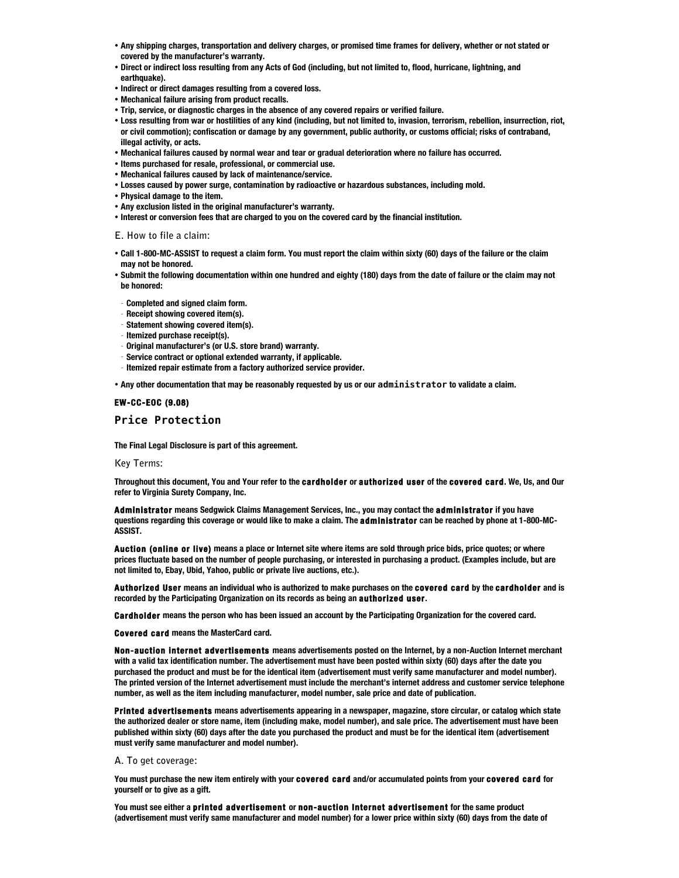- Any shipping charges, transportation and delivery charges, or promised time frames for delivery, whether or not stated or covered by the manufacturer's warranty.
- Direct or indirect loss resulting from any Acts of God (including, but not limited to, flood, hurricane, lightning, and earthquake).
- Indirect or direct damages resulting from a covered loss.
- Mechanical failure arising from product recalls.
- Trip, service, or diagnostic charges in the absence of any covered repairs or verified failure.
- Loss resulting from war or hostilities of any kind (including, but not limited to, invasion, terrorism, rebellion, insurrection, riot, or civil commotion); confiscation or damage by any government, public authority, or customs official; risks of contraband, illegal activity, or acts.
- Mechanical failures caused by normal wear and tear or gradual deterioration where no failure has occurred.
- Items purchased for resale, professional, or commercial use.
- Mechanical failures caused by lack of maintenance/service.
- Losses caused by power surge, contamination by radioactive or hazardous substances, including mold.
- Physical damage to the item.
- Any exclusion listed in the original manufacturer's warranty.
- Interest or conversion fees that are charged to you on the covered card by the financial institution.

E. How to file a claim:

- Call 1-800-MC-ASSIST to request a claim form. You must report the claim within sixty (60) days of the failure or the claim may not be honored.
- Submit the following documentation within one hundred and eighty (180) days from the date of failure or the claim may not be honored:
  - Completed and signed claim form.
  - Receipt showing covered item(s).
  - Statement showing covered item(s).
  - Itemized purchase receipt(s).
  - Original manufacturer's (or U.S. store brand) warranty.
  - Service contract or optional extended warranty, if applicable.
  - Itemized repair estimate from a factory authorized service provider.
- Any other documentation that may be reasonably requested by us or our **administrator** to validate a claim.

**EW-CC-EOC (9.08)**

## Price Protection

The Final Legal Disclosure is part of this agreement.

Key Terms:

Throughout this document, You and Your refer to the **cardholder** or **authorized user** of the **covered card**. We, Us, and Our refer to Virginia Surety Company, Inc.

**Administrator** means Sedgwick Claims Management Services, Inc., you may contact the **administrator** if you have questions regarding this coverage or would like to make a claim. The **administrator** can be reached by phone at 1-800-MC-ASSIST.

**Auction (online or live)** means a place or Internet site where items are sold through price bids, price quotes; or where prices fluctuate based on the number of people purchasing, or interested in purchasing a product. (Examples include, but are not limited to, Ebay, Ubid, Yahoo, public or private live auctions, etc.).

**Authorized User** means an individual who is authorized to make purchases on the **covered card** by the **cardholder** and is recorded by the Participating Organization on its records as being an **authorized user**.

**Cardholder** means the person who has been issued an account by the Participating Organization for the covered card.

**Covered card** means the MasterCard card.

**Non-auction internet advertisements** means advertisements posted on the Internet, by a non-Auction Internet merchant with a valid tax identification number. The advertisement must have been posted within sixty (60) days after the date you purchased the product and must be for the identical item (advertisement must verify same manufacturer and model number). The printed version of the Internet advertisement must include the merchant's internet address and customer service telephone number, as well as the item including manufacturer, model number, sale price and date of publication.

**Printed advertisements** means advertisements appearing in a newspaper, magazine, store circular, or catalog which state the authorized dealer or store name, item (including make, model number), and sale price. The advertisement must have been published within sixty (60) days after the date you purchased the product and must be for the identical item (advertisement must verify same manufacturer and model number).

A. To get coverage:

You must purchase the new item entirely with your **covered card** and/or accumulated points from your **covered card** for yourself or to give as a gift.

You must see either a **printed advertisement** or **non-auction internet advertisement** for the same product (advertisement must verify same manufacturer and model number) for a lower price within sixty (60) days from the date of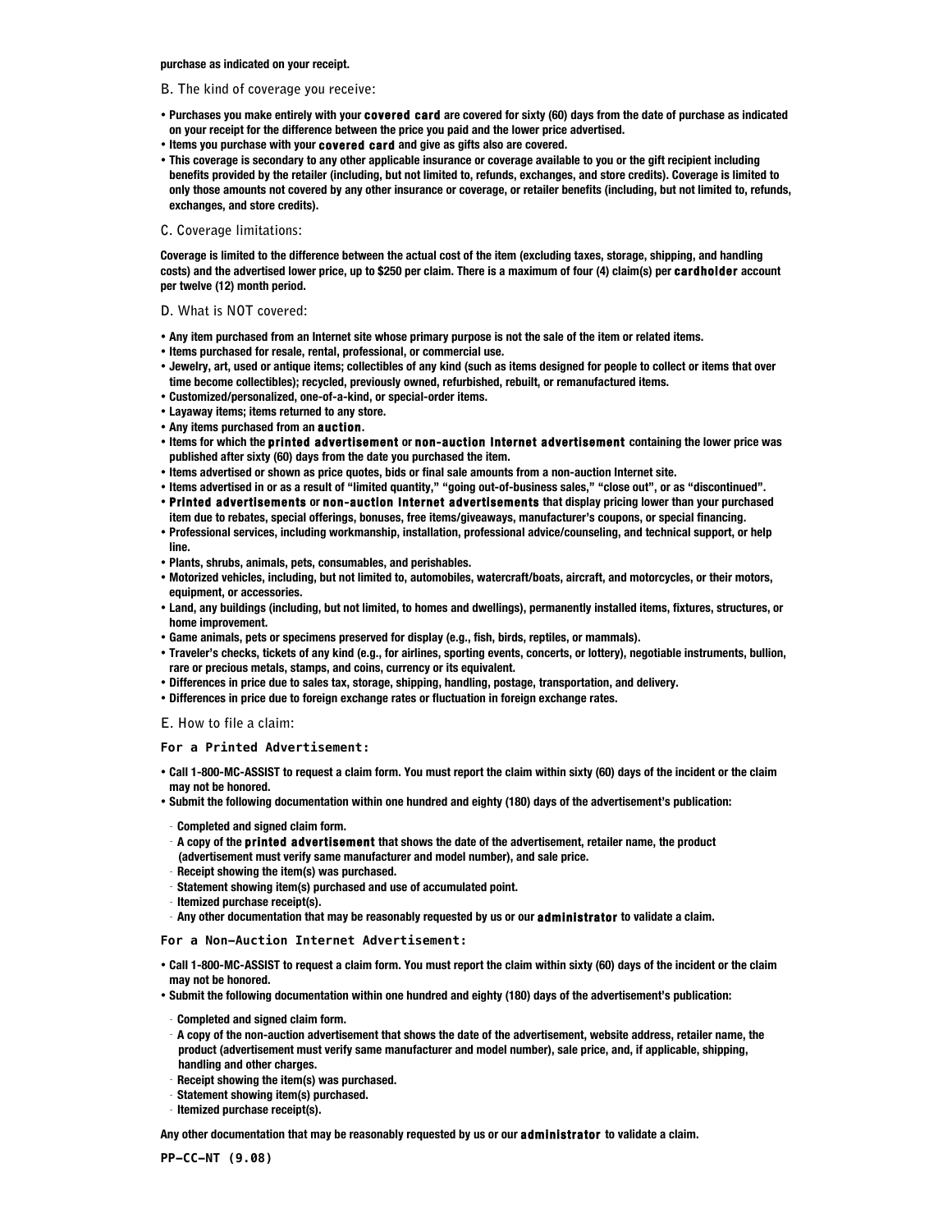**purchase as indicated on your receipt.**

### B. The kind of coverage you receive:

- **Purchases you make entirely with your covered card are covered for sixty (60) days from the date of purchase as indicated on your receipt for the difference between the price you paid and the lower price advertised.**
- **Items you purchase with your covered card and give as gifts also are covered.**
- **This coverage is secondary to any other applicable insurance or coverage available to you or the gift recipient including benefits provided by the retailer (including, but not limited to, refunds, exchanges, and store credits). Coverage is limited to only those amounts not covered by any other insurance or coverage, or retailer benefits (including, but not limited to, refunds, exchanges, and store credits).**

### C. Coverage limitations:

**Coverage is limited to the difference between the actual cost of the item (excluding taxes, storage, shipping, and handling costs) and the advertised lower price, up to $250 per claim. There is a maximum of four (4) claim(s) per cardholder account per twelve (12) month period.**

### D. What is NOT covered:

- **Any item purchased from an Internet site whose primary purpose is not the sale of the item or related items.**
- **Items purchased for resale, rental, professional, or commercial use.**
- **Jewelry, art, used or antique items; collectibles of any kind (such as items designed for people to collect or items that over time become collectibles); recycled, previously owned, refurbished, rebuilt, or remanufactured items.**
- **Customized/personalized, one-of-a-kind, or special-order items.**
- **Layaway items; items returned to any store.**
- **Any items purchased from an auction.**
- **Items for which the printed advertisement or non-auction Internet advertisement containing the lower price was published after sixty (60) days from the date you purchased the item.**
- **Items advertised or shown as price quotes, bids or final sale amounts from a non-auction Internet site.**
- **Items advertised in or as a result of "limited quantity," "going out-of-business sales," "close out", or as "discontinued".**
- **Printed advertisements or non-auction Internet advertisements that display pricing lower than your purchased item due to rebates, special offerings, bonuses, free items/giveaways, manufacturer's coupons, or special financing.**
- **Professional services, including workmanship, installation, professional advice/counseling, and technical support, or help line.**
- **Plants, shrubs, animals, pets, consumables, and perishables.**
- **Motorized vehicles, including, but not limited to, automobiles, watercraft/boats, aircraft, and motorcycles, or their motors, equipment, or accessories.**
- **Land, any buildings (including, but not limited, to homes and dwellings), permanently installed items, fixtures, structures, or home improvement.**
- **Game animals, pets or specimens preserved for display (e.g., fish, birds, reptiles, or mammals).**
- **Traveler's checks, tickets of any kind (e.g., for airlines, sporting events, concerts, or lottery), negotiable instruments, bullion, rare or precious metals, stamps, and coins, currency or its equivalent.**
- **Differences in price due to sales tax, storage, shipping, handling, postage, transportation, and delivery.**
- **Differences in price due to foreign exchange rates or fluctuation in foreign exchange rates.**

### E. How to file a claim:

**For a Printed Advertisement:**

- **Call 1-800-MC-ASSIST to request a claim form. You must report the claim within sixty (60) days of the incident or the claim may not be honored.**
- **Submit the following documentation within one hundred and eighty (180) days of the advertisement's publication:**
  - **Completed and signed claim form.**
  - **A copy of the printed advertisement that shows the date of the advertisement, retailer name, the product (advertisement must verify same manufacturer and model number), and sale price.**
  - **Receipt showing the item(s) was purchased.**
  - **Statement showing item(s) purchased and use of accumulated point.**
  - **Itemized purchase receipt(s).**
  - **Any other documentation that may be reasonably requested by us or our administrator to validate a claim.**

**For a Non-Auction Internet Advertisement:**

- **Call 1-800-MC-ASSIST to request a claim form. You must report the claim within sixty (60) days of the incident or the claim may not be honored.**
- **Submit the following documentation within one hundred and eighty (180) days of the advertisement's publication:**
  - **Completed and signed claim form.**
  - **A copy of the non-auction advertisement that shows the date of the advertisement, website address, retailer name, the product (advertisement must verify same manufacturer and model number), sale price, and, if applicable, shipping, handling and other charges.**
  - **Receipt showing the item(s) was purchased.**
  - **Statement showing item(s) purchased.**
  - **Itemized purchase receipt(s).**

**Any other documentation that may be reasonably requested by us or our administrator to validate a claim.**

**PP-CC-NT (9.08)**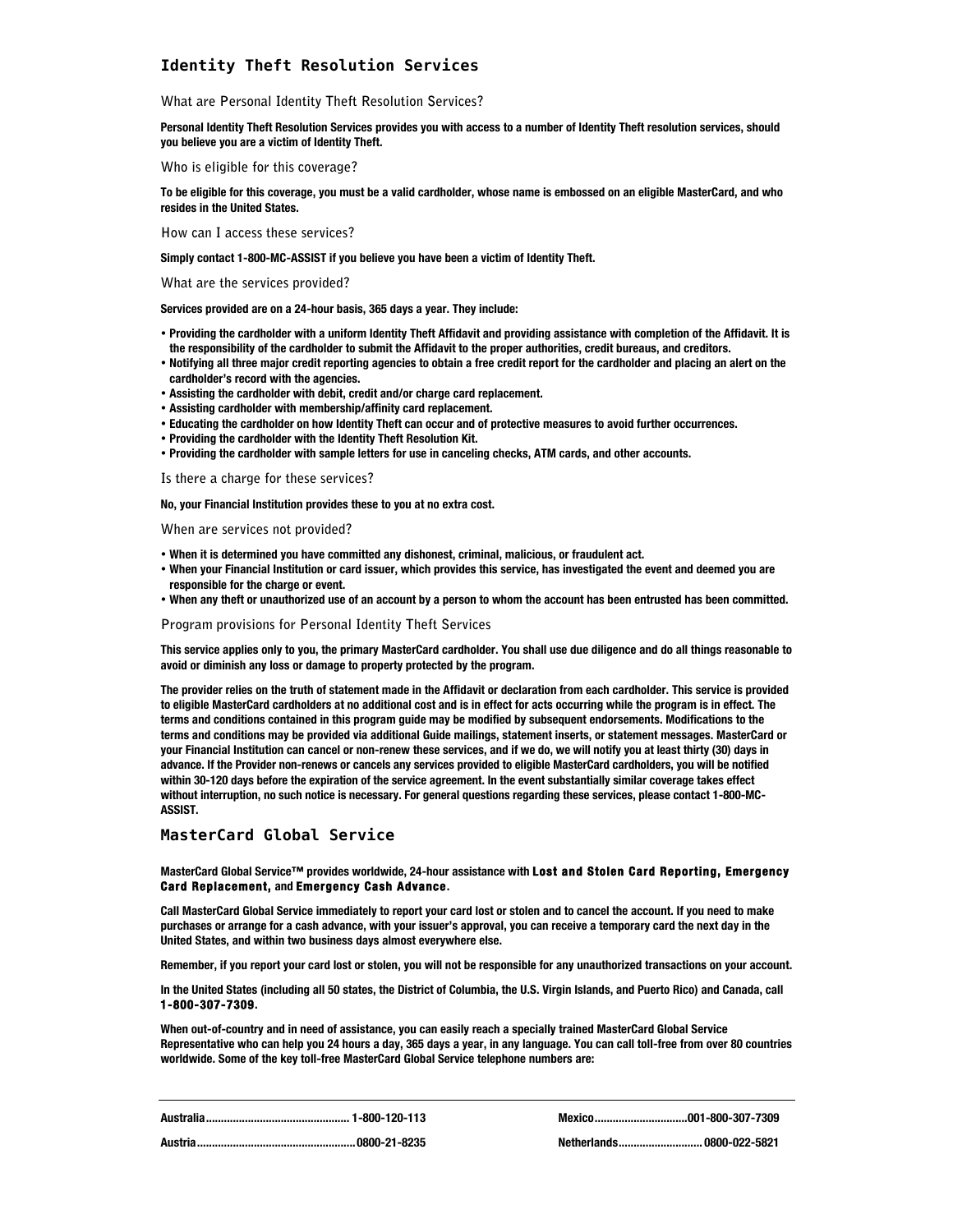## Identity Theft Resolution Services

### What are Personal Identity Theft Resolution Services?

**Personal Identity Theft Resolution Services provides you with access to a number of Identity Theft resolution services, should you believe you are a victim of Identity Theft.**

### Who is eligible for this coverage?

**To be eligible for this coverage, you must be a valid cardholder, whose name is embossed on an eligible MasterCard, and who resides in the United States.**

### How can I access these services?

**Simply contact 1-800-MC-ASSIST if you believe you have been a victim of Identity Theft.**

### What are the services provided?

**Services provided are on a 24-hour basis, 365 days a year. They include:**

- **Providing the cardholder with a uniform Identity Theft Affidavit and providing assistance with completion of the Affidavit. It is the responsibility of the cardholder to submit the Affidavit to the proper authorities, credit bureaus, and creditors.**
- **Notifying all three major credit reporting agencies to obtain a free credit report for the cardholder and placing an alert on the cardholder's record with the agencies.**
- **Assisting the cardholder with debit, credit and/or charge card replacement.**
- **Assisting cardholder with membership/affinity card replacement.**
- **Educating the cardholder on how Identity Theft can occur and of protective measures to avoid further occurrences.**
- **Providing the cardholder with the Identity Theft Resolution Kit.**
- **Providing the cardholder with sample letters for use in canceling checks, ATM cards, and other accounts.**

### Is there a charge for these services?

**No, your Financial Institution provides these to you at no extra cost.**

### When are services not provided?

- **When it is determined you have committed any dishonest, criminal, malicious, or fraudulent act.**
- **When your Financial Institution or card issuer, which provides this service, has investigated the event and deemed you are responsible for the charge or event.**
- **When any theft or unauthorized use of an account by a person to whom the account has been entrusted has been committed.**

### Program provisions for Personal Identity Theft Services

**This service applies only to you, the primary MasterCard cardholder. You shall use due diligence and do all things reasonable to avoid or diminish any loss or damage to property protected by the program.**

**The provider relies on the truth of statement made in the Affidavit or declaration from each cardholder. This service is provided to eligible MasterCard cardholders at no additional cost and is in effect for acts occurring while the program is in effect. The terms and conditions contained in this program guide may be modified by subsequent endorsements. Modifications to the terms and conditions may be provided via additional Guide mailings, statement inserts, or statement messages. MasterCard or your Financial Institution can cancel or non-renew these services, and if we do, we will notify you at least thirty (30) days in advance. If the Provider non-renews or cancels any services provided to eligible MasterCard cardholders, you will be notified within 30-120 days before the expiration of the service agreement. In the event substantially similar coverage takes effect without interruption, no such notice is necessary. For general questions regarding these services, please contact 1-800-MC-ASSIST.**

## MasterCard Global Service

**MasterCard Global Service™ provides worldwide, 24-hour assistance with Lost and Stolen Card Reporting, Emergency Card Replacement, and Emergency Cash Advance.**

**Call MasterCard Global Service immediately to report your card lost or stolen and to cancel the account. If you need to make purchases or arrange for a cash advance, with your issuer's approval, you can receive a temporary card the next day in the United States, and within two business days almost everywhere else.**

**Remember, if you report your card lost or stolen, you will not be responsible for any unauthorized transactions on your account.**

**In the United States (including all 50 states, the District of Columbia, the U.S. Virgin Islands, and Puerto Rico) and Canada, call 1-800-307-7309.**

**When out-of-country and in need of assistance, you can easily reach a specially trained MasterCard Global Service Representative who can help you 24 hours a day, 365 days a year, in any language. You can call toll-free from over 80 countries worldwide. Some of the key toll-free MasterCard Global Service telephone numbers are:**

| Country | Number | Country | Number |
|---|---|---|---|
| Australia | 1-800-120-113 | Mexico | 001-800-307-7309 |
| Austria | 0800-21-8235 | Netherlands | 0800-022-5821 |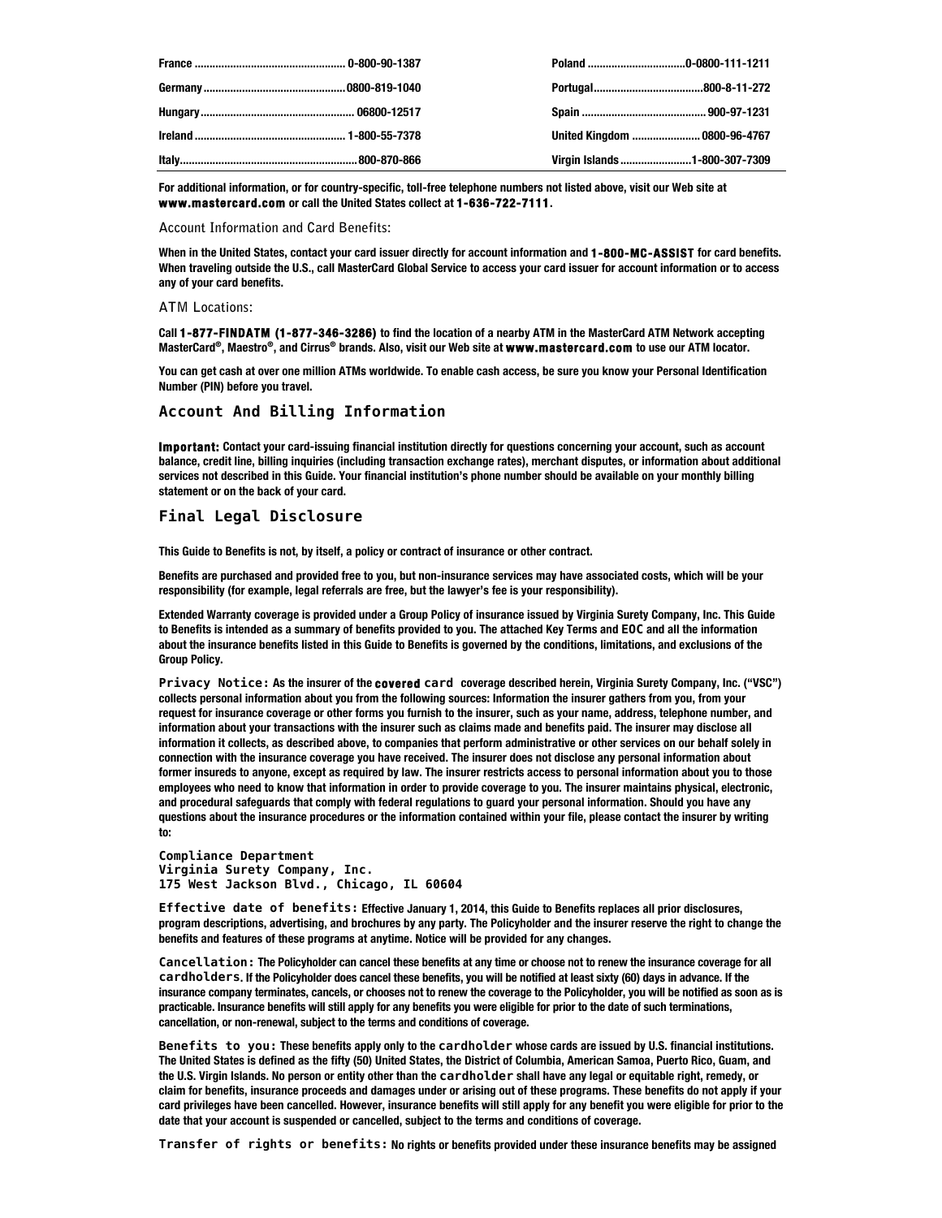| | |
|---|---|
| France .................................................. 0-800-90-1387 | Poland ................................0-0800-111-1211 |
| Germany ...............................................0800-819-1040 | Portugal....................................800-8-11-272 |
| Hungary................................................... 06800-12517 | Spain .......................................... 900-97-1231 |
| Ireland .................................................. 1-800-55-7378 | United Kingdom ...................... 0800-96-4767 |
| Italy...........................................................800-870-866 | Virgin Islands .......................1-800-307-7309 |

**For additional information, or for country-specific, toll-free telephone numbers not listed above, visit our Web site at www.mastercard.com or call the United States collect at 1-636-722-7111.**

Account Information and Card Benefits:

**When in the United States, contact your card issuer directly for account information and 1-800-MC-ASSIST for card benefits. When traveling outside the U.S., call MasterCard Global Service to access your card issuer for account information or to access any of your card benefits.**

ATM Locations:

**Call 1-877-FINDATM (1-877-346-3286) to find the location of a nearby ATM in the MasterCard ATM Network accepting MasterCard®, Maestro®, and Cirrus® brands. Also, visit our Web site at www.mastercard.com to use our ATM locator.**

**You can get cash at over one million ATMs worldwide. To enable cash access, be sure you know your Personal Identification Number (PIN) before you travel.**

## Account And Billing Information

**Important: Contact your card-issuing financial institution directly for questions concerning your account, such as account balance, credit line, billing inquiries (including transaction exchange rates), merchant disputes, or information about additional services not described in this Guide. Your financial institution's phone number should be available on your monthly billing statement or on the back of your card.**

## Final Legal Disclosure

**This Guide to Benefits is not, by itself, a policy or contract of insurance or other contract.**

**Benefits are purchased and provided free to you, but non-insurance services may have associated costs, which will be your responsibility (for example, legal referrals are free, but the lawyer's fee is your responsibility).**

**Extended Warranty coverage is provided under a Group Policy of insurance issued by Virginia Surety Company, Inc. This Guide to Benefits is intended as a summary of benefits provided to you. The attached Key Terms and EOC and all the information about the insurance benefits listed in this Guide to Benefits is governed by the conditions, limitations, and exclusions of the Group Policy.**

**Privacy Notice: As the insurer of the covered card coverage described herein, Virginia Surety Company, Inc. ("VSC") collects personal information about you from the following sources: Information the insurer gathers from you, from your request for insurance coverage or other forms you furnish to the insurer, such as your name, address, telephone number, and information about your transactions with the insurer such as claims made and benefits paid. The insurer may disclose all information it collects, as described above, to companies that perform administrative or other services on our behalf solely in connection with the insurance coverage you have received. The insurer does not disclose any personal information about former insureds to anyone, except as required by law. The insurer restricts access to personal information about you to those employees who need to know that information in order to provide coverage to you. The insurer maintains physical, electronic, and procedural safeguards that comply with federal regulations to guard your personal information. Should you have any questions about the insurance procedures or the information contained within your file, please contact the insurer by writing to:**

**Compliance Department**
**Virginia Surety Company, Inc.**
**175 West Jackson Blvd., Chicago, IL 60604**

**Effective date of benefits: Effective January 1, 2014, this Guide to Benefits replaces all prior disclosures, program descriptions, advertising, and brochures by any party. The Policyholder and the insurer reserve the right to change the benefits and features of these programs at anytime. Notice will be provided for any changes.**

**Cancellation: The Policyholder can cancel these benefits at any time or choose not to renew the insurance coverage for all cardholders. If the Policyholder does cancel these benefits, you will be notified at least sixty (60) days in advance. If the insurance company terminates, cancels, or chooses not to renew the coverage to the Policyholder, you will be notified as soon as is practicable. Insurance benefits will still apply for any benefits you were eligible for prior to the date of such terminations, cancellation, or non-renewal, subject to the terms and conditions of coverage.**

**Benefits to you: These benefits apply only to the cardholder whose cards are issued by U.S. financial institutions. The United States is defined as the fifty (50) United States, the District of Columbia, American Samoa, Puerto Rico, Guam, and the U.S. Virgin Islands. No person or entity other than the cardholder shall have any legal or equitable right, remedy, or claim for benefits, insurance proceeds and damages under or arising out of these programs. These benefits do not apply if your card privileges have been cancelled. However, insurance benefits will still apply for any benefit you were eligible for prior to the date that your account is suspended or cancelled, subject to the terms and conditions of coverage.**

**Transfer of rights or benefits: No rights or benefits provided under these insurance benefits may be assigned**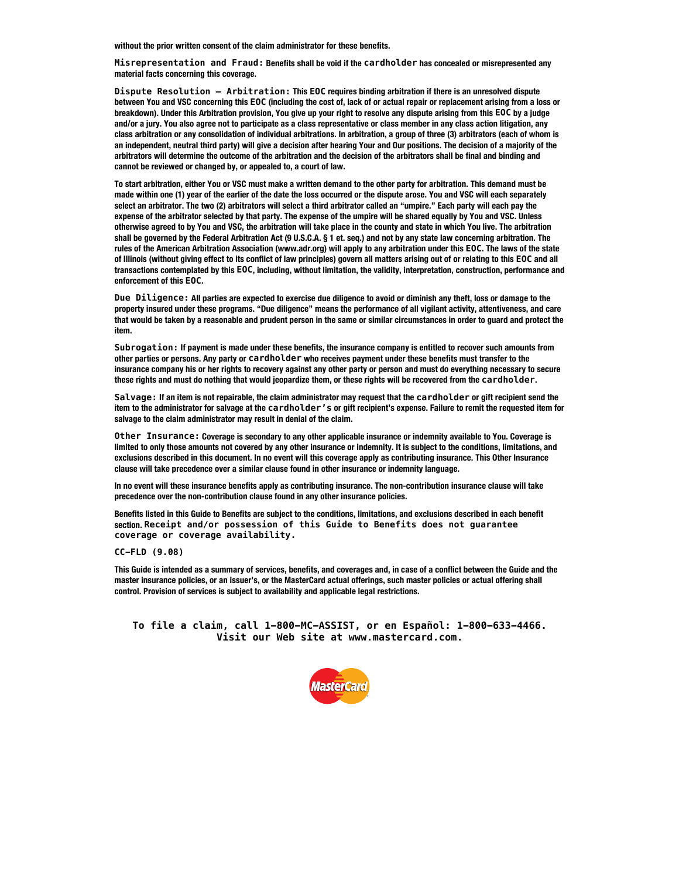without the prior written consent of the claim administrator for these benefits.

**Misrepresentation and Fraud:** Benefits shall be void if the cardholder has concealed or misrepresented any material facts concerning this coverage.

**Dispute Resolution – Arbitration:** This EOC requires binding arbitration if there is an unresolved dispute between You and VSC concerning this EOC (including the cost of, lack of or actual repair or replacement arising from a loss or breakdown). Under this Arbitration provision, You give up your right to resolve any dispute arising from this EOC by a judge and/or a jury. You also agree not to participate as a class representative or class member in any class action litigation, any class arbitration or any consolidation of individual arbitrations. In arbitration, a group of three (3) arbitrators (each of whom is an independent, neutral third party) will give a decision after hearing Your and Our positions. The decision of a majority of the arbitrators will determine the outcome of the arbitration and the decision of the arbitrators shall be final and binding and cannot be reviewed or changed by, or appealed to, a court of law.

To start arbitration, either You or VSC must make a written demand to the other party for arbitration. This demand must be made within one (1) year of the earlier of the date the loss occurred or the dispute arose. You and VSC will each separately select an arbitrator. The two (2) arbitrators will select a third arbitrator called an "umpire." Each party will each pay the expense of the arbitrator selected by that party. The expense of the umpire will be shared equally by You and VSC. Unless otherwise agreed to by You and VSC, the arbitration will take place in the county and state in which You live. The arbitration shall be governed by the Federal Arbitration Act (9 U.S.C.A. § 1 et. seq.) and not by any state law concerning arbitration. The rules of the American Arbitration Association (www.adr.org) will apply to any arbitration under this EOC. The laws of the state of Illinois (without giving effect to its conflict of law principles) govern all matters arising out of or relating to this EOC and all transactions contemplated by this EOC, including, without limitation, the validity, interpretation, construction, performance and enforcement of this EOC.

**Due Diligence:** All parties are expected to exercise due diligence to avoid or diminish any theft, loss or damage to the property insured under these programs. "Due diligence" means the performance of all vigilant activity, attentiveness, and care that would be taken by a reasonable and prudent person in the same or similar circumstances in order to guard and protect the item.

**Subrogation:** If payment is made under these benefits, the insurance company is entitled to recover such amounts from other parties or persons. Any party or cardholder who receives payment under these benefits must transfer to the insurance company his or her rights to recovery against any other party or person and must do everything necessary to secure these rights and must do nothing that would jeopardize them, or these rights will be recovered from the cardholder.

**Salvage:** If an item is not repairable, the claim administrator may request that the cardholder or gift recipient send the item to the administrator for salvage at the cardholder's or gift recipient's expense. Failure to remit the requested item for salvage to the claim administrator may result in denial of the claim.

**Other Insurance:** Coverage is secondary to any other applicable insurance or indemnity available to You. Coverage is limited to only those amounts not covered by any other insurance or indemnity. It is subject to the conditions, limitations, and exclusions described in this document. In no event will this coverage apply as contributing insurance. This Other Insurance clause will take precedence over a similar clause found in other insurance or indemnity language.

In no event will these insurance benefits apply as contributing insurance. The non-contribution insurance clause will take precedence over the non-contribution clause found in any other insurance policies.

Benefits listed in this Guide to Benefits are subject to the conditions, limitations, and exclusions described in each benefit section. **Receipt and/or possession of this Guide to Benefits does not guarantee coverage or coverage availability.**

CC-FLD (9.08)

This Guide is intended as a summary of services, benefits, and coverages and, in case of a conflict between the Guide and the master insurance policies, or an issuer's, or the MasterCard actual offerings, such master policies or actual offering shall control. Provision of services is subject to availability and applicable legal restrictions.

**To file a claim, call 1-800-MC-ASSIST, or en Español: 1-800-633-4466.**
**Visit our Web site at www.mastercard.com.**

MasterCard